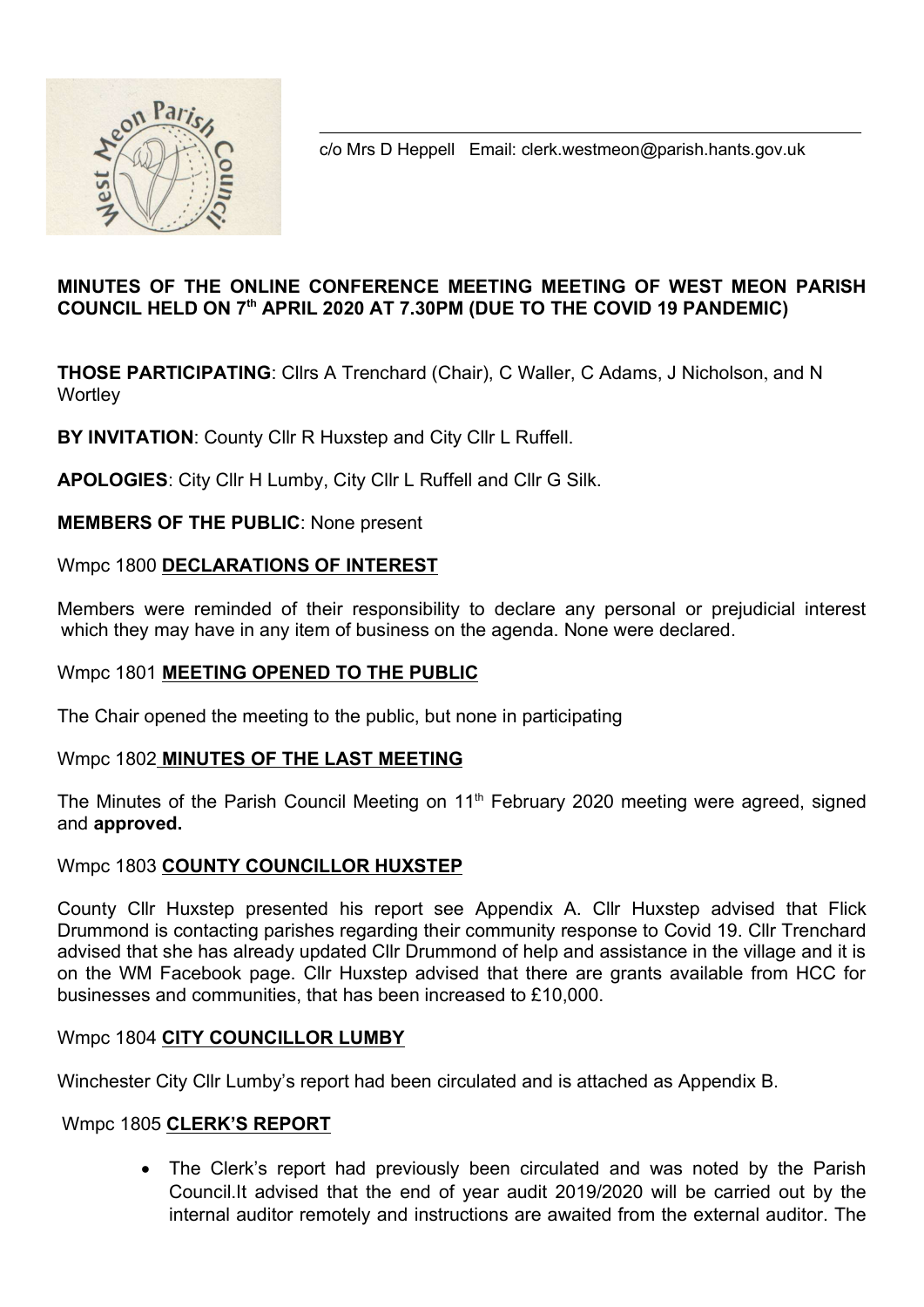c/o Mrs D Heppell Email: clerk.westmeon@parish.hants.gov.uk

# MINUTES OF THE ONLINE CONFERENCE MEETING MEETING OF WEST MEON PARISH COUNCIL HELD ON 7th APRIL 2020 AT 7.30PM (DUE TO THE COVID 19 PANDEMIC)

**THOSE PARTICIPATING**: Cllrs A Trenchard (Chair), C Waller, C Adams, J Nicholson, and N Wortley

**BY INVITATION**: County Cllr R Huxstep and City Cllr L Ruffell.

**APOLOGIES**: City Cllr H Lumby, City Cllr L Ruffell and Cllr G Silk.

**MEMBERS OF THE PUBLIC**: None present

## Wmpc 1800 **DECLARATIONS OF INTEREST**

Members were reminded of their responsibility to declare any personal or prejudicial interest which they may have in any item of business on the agenda. None were declared.

## Wmpc 1801 **MEETING OPENED TO THE PUBLIC**

The Chair opened the meeting to the public, but none in participating

## Wmpc 1802 **MINUTES OF THE LAST MEETING**

The Minutes of the Parish Council Meeting on 11th February 2020 meeting were agreed, signed and **approved.**

## Wmpc 1803 **COUNTY COUNCILLOR HUXSTEP**

County Cllr Huxstep presented his report see Appendix A. Cllr Huxstep advised that Flick Drummond is contacting parishes regarding their community response to Covid 19. Cllr Trenchard advised that she has already updated Cllr Drummond of help and assistance in the village and it is on the WM Facebook page. Cllr Huxstep advised that there are grants available from HCC for businesses and communities, that has been increased to £10,000.

## Wmpc 1804 **CITY COUNCILLOR LUMBY**

Winchester City Cllr Lumby's report had been circulated and is attached as Appendix B.

## Wmpc 1805 **CLERK'S REPORT**

- The Clerk's report had previously been circulated and was noted by the Parish Council.It advised that the end of year audit 2019/2020 will be carried out by the internal auditor remotely and instructions are awaited from the external auditor. The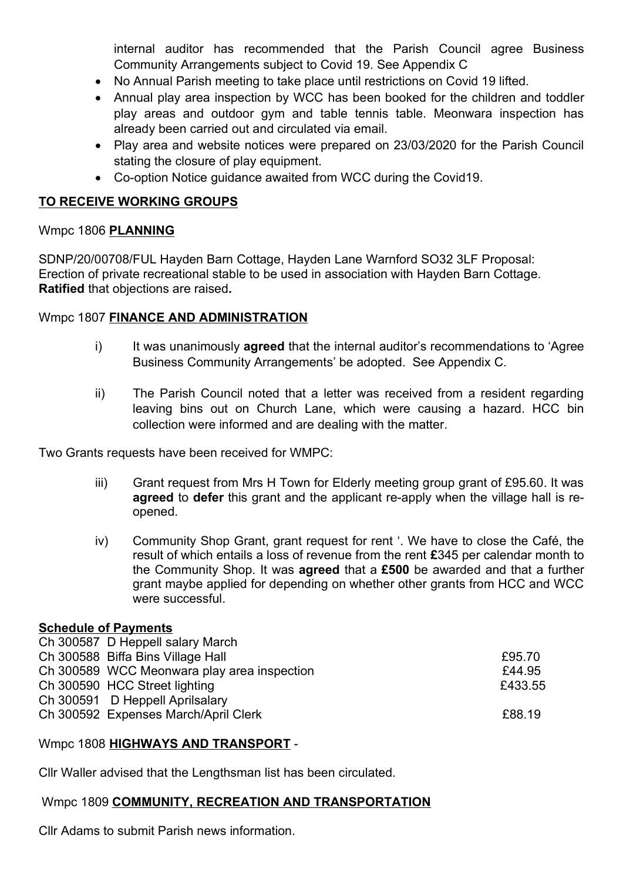internal auditor has recommended that the Parish Council agree Business Community Arrangements subject to Covid 19. See Appendix C

- No Annual Parish meeting to take place until restrictions on Covid 19 lifted.
- Annual play area inspection by WCC has been booked for the children and toddler play areas and outdoor gym and table tennis table. Meonwara inspection has already been carried out and circulated via email.
- Play area and website notices were prepared on 23/03/2020 for the Parish Council stating the closure of play equipment.
- Co-option Notice guidance awaited from WCC during the Covid19.

## TO RECEIVE WORKING GROUPS

Wmpc 1806 **PLANNING**

SDNP/20/00708/FUL Hayden Barn Cottage, Hayden Lane Warnford SO32 3LF Proposal: Erection of private recreational stable to be used in association with Hayden Barn Cottage. **Ratified** that objections are raised**.**

Wmpc 1807 **FINANCE AND ADMINISTRATION**

i) It was unanimously **agreed** that the internal auditor's recommendations to 'Agree Business Community Arrangements' be adopted. See Appendix C.

ii) The Parish Council noted that a letter was received from a resident regarding leaving bins out on Church Lane, which were causing a hazard. HCC bin collection were informed and are dealing with the matter.

Two Grants requests have been received for WMPC:

iii) Grant request from Mrs H Town for Elderly meeting group grant of £95.60. It was **agreed** to **defer** this grant and the applicant re-apply when the village hall is re-opened.

iv) Community Shop Grant, grant request for rent '. We have to close the Café, the result of which entails a loss of revenue from the rent **£**345 per calendar month to the Community Shop. It was **agreed** that a **£500** be awarded and that a further grant maybe applied for depending on whether other grants from HCC and WCC were successful.

**Schedule of Payments**

| | |
|---|---|
| Ch 300587 D Heppell salary March | |
| Ch 300588 Biffa Bins Village Hall | £95.70 |
| Ch 300589 WCC Meonwara play area inspection | £44.95 |
| Ch 300590 HCC Street lighting | £433.55 |
| Ch 300591 D Heppell Aprilsalary | |
| Ch 300592 Expenses March/April Clerk | £88.19 |

Wmpc 1808 **HIGHWAYS AND TRANSPORT** -

Cllr Waller advised that the Lengthsman list has been circulated.

Wmpc 1809 **COMMUNITY, RECREATION AND TRANSPORTATION**

Cllr Adams to submit Parish news information.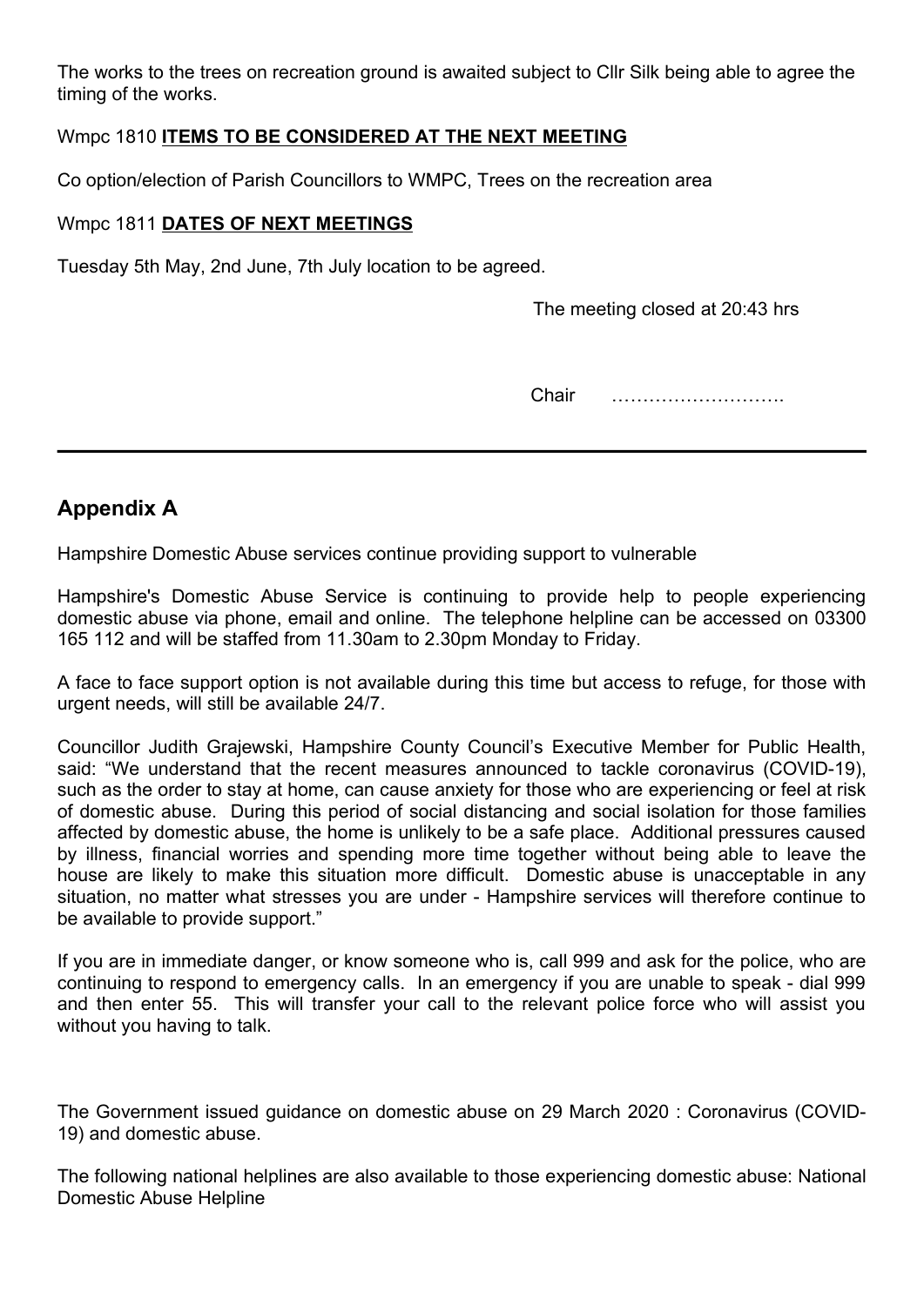The works to the trees on recreation ground is awaited subject to Cllr Silk being able to agree the timing of the works.

Wmpc 1810 **ITEMS TO BE CONSIDERED AT THE NEXT MEETING**

Co option/election of Parish Councillors to WMPC, Trees on the recreation area

Wmpc 1811 **DATES OF NEXT MEETINGS**

Tuesday 5th May, 2nd June, 7th July location to be agreed.

The meeting closed at 20:43 hrs

Chair ……………………….

---

## Appendix A

Hampshire Domestic Abuse services continue providing support to vulnerable

Hampshire's Domestic Abuse Service is continuing to provide help to people experiencing domestic abuse via phone, email and online. The telephone helpline can be accessed on 03300 165 112 and will be staffed from 11.30am to 2.30pm Monday to Friday.

A face to face support option is not available during this time but access to refuge, for those with urgent needs, will still be available 24/7.

Councillor Judith Grajewski, Hampshire County Council's Executive Member for Public Health, said: "We understand that the recent measures announced to tackle coronavirus (COVID-19), such as the order to stay at home, can cause anxiety for those who are experiencing or feel at risk of domestic abuse. During this period of social distancing and social isolation for those families affected by domestic abuse, the home is unlikely to be a safe place. Additional pressures caused by illness, financial worries and spending more time together without being able to leave the house are likely to make this situation more difficult. Domestic abuse is unacceptable in any situation, no matter what stresses you are under - Hampshire services will therefore continue to be available to provide support."

If you are in immediate danger, or know someone who is, call 999 and ask for the police, who are continuing to respond to emergency calls. In an emergency if you are unable to speak - dial 999 and then enter 55. This will transfer your call to the relevant police force who will assist you without you having to talk.

The Government issued guidance on domestic abuse on 29 March 2020 : Coronavirus (COVID-19) and domestic abuse.

The following national helplines are also available to those experiencing domestic abuse: National Domestic Abuse Helpline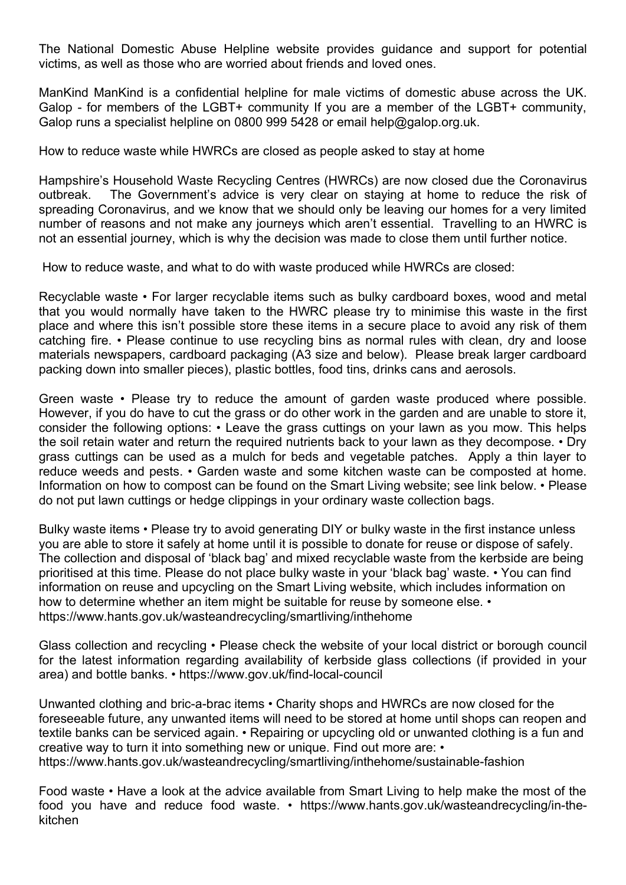The National Domestic Abuse Helpline website provides guidance and support for potential victims, as well as those who are worried about friends and loved ones.

ManKind ManKind is a confidential helpline for male victims of domestic abuse across the UK. Galop - for members of the LGBT+ community If you are a member of the LGBT+ community, Galop runs a specialist helpline on 0800 999 5428 or email help@galop.org.uk.

How to reduce waste while HWRCs are closed as people asked to stay at home

Hampshire's Household Waste Recycling Centres (HWRCs) are now closed due the Coronavirus outbreak. The Government's advice is very clear on staying at home to reduce the risk of spreading Coronavirus, and we know that we should only be leaving our homes for a very limited number of reasons and not make any journeys which aren't essential. Travelling to an HWRC is not an essential journey, which is why the decision was made to close them until further notice.

How to reduce waste, and what to do with waste produced while HWRCs are closed:

Recyclable waste • For larger recyclable items such as bulky cardboard boxes, wood and metal that you would normally have taken to the HWRC please try to minimise this waste in the first place and where this isn't possible store these items in a secure place to avoid any risk of them catching fire. • Please continue to use recycling bins as normal rules with clean, dry and loose materials newspapers, cardboard packaging (A3 size and below). Please break larger cardboard packing down into smaller pieces), plastic bottles, food tins, drinks cans and aerosols.

Green waste • Please try to reduce the amount of garden waste produced where possible. However, if you do have to cut the grass or do other work in the garden and are unable to store it, consider the following options: • Leave the grass cuttings on your lawn as you mow. This helps the soil retain water and return the required nutrients back to your lawn as they decompose. • Dry grass cuttings can be used as a mulch for beds and vegetable patches. Apply a thin layer to reduce weeds and pests. • Garden waste and some kitchen waste can be composted at home. Information on how to compost can be found on the Smart Living website; see link below. • Please do not put lawn cuttings or hedge clippings in your ordinary waste collection bags.

Bulky waste items • Please try to avoid generating DIY or bulky waste in the first instance unless you are able to store it safely at home until it is possible to donate for reuse or dispose of safely. The collection and disposal of 'black bag' and mixed recyclable waste from the kerbside are being prioritised at this time. Please do not place bulky waste in your 'black bag' waste. • You can find information on reuse and upcycling on the Smart Living website, which includes information on how to determine whether an item might be suitable for reuse by someone else. • https://www.hants.gov.uk/wasteandrecycling/smartliving/inthehome

Glass collection and recycling • Please check the website of your local district or borough council for the latest information regarding availability of kerbside glass collections (if provided in your area) and bottle banks. • https://www.gov.uk/find-local-council

Unwanted clothing and bric-a-brac items • Charity shops and HWRCs are now closed for the foreseeable future, any unwanted items will need to be stored at home until shops can reopen and textile banks can be serviced again. • Repairing or upcycling old or unwanted clothing is a fun and creative way to turn it into something new or unique. Find out more are: • https://www.hants.gov.uk/wasteandrecycling/smartliving/inthehome/sustainable-fashion

Food waste • Have a look at the advice available from Smart Living to help make the most of the food you have and reduce food waste. • https://www.hants.gov.uk/wasteandrecycling/in-the-kitchen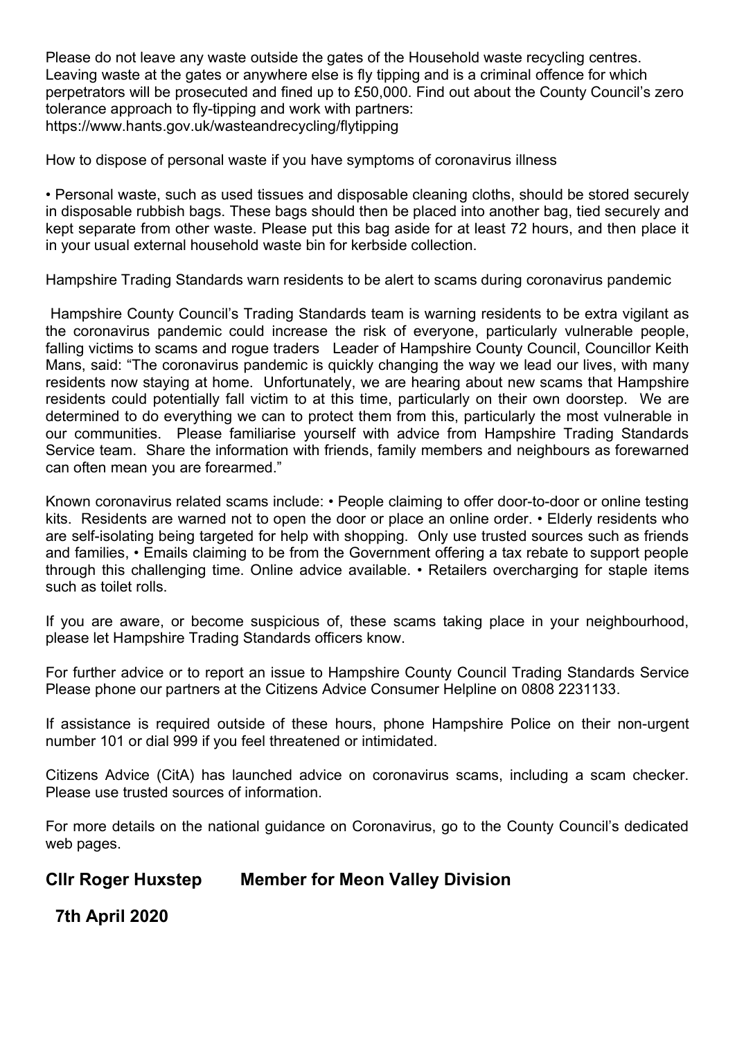Please do not leave any waste outside the gates of the Household waste recycling centres. Leaving waste at the gates or anywhere else is fly tipping and is a criminal offence for which perpetrators will be prosecuted and fined up to £50,000. Find out about the County Council's zero tolerance approach to fly-tipping and work with partners: https://www.hants.gov.uk/wasteandrecycling/flytipping

How to dispose of personal waste if you have symptoms of coronavirus illness

• Personal waste, such as used tissues and disposable cleaning cloths, should be stored securely in disposable rubbish bags. These bags should then be placed into another bag, tied securely and kept separate from other waste. Please put this bag aside for at least 72 hours, and then place it in your usual external household waste bin for kerbside collection.

Hampshire Trading Standards warn residents to be alert to scams during coronavirus pandemic

Hampshire County Council's Trading Standards team is warning residents to be extra vigilant as the coronavirus pandemic could increase the risk of everyone, particularly vulnerable people, falling victims to scams and rogue traders Leader of Hampshire County Council, Councillor Keith Mans, said: "The coronavirus pandemic is quickly changing the way we lead our lives, with many residents now staying at home. Unfortunately, we are hearing about new scams that Hampshire residents could potentially fall victim to at this time, particularly on their own doorstep. We are determined to do everything we can to protect them from this, particularly the most vulnerable in our communities. Please familiarise yourself with advice from Hampshire Trading Standards Service team. Share the information with friends, family members and neighbours as forewarned can often mean you are forearmed."

Known coronavirus related scams include: • People claiming to offer door-to-door or online testing kits. Residents are warned not to open the door or place an online order. • Elderly residents who are self-isolating being targeted for help with shopping. Only use trusted sources such as friends and families, • Emails claiming to be from the Government offering a tax rebate to support people through this challenging time. Online advice available. • Retailers overcharging for staple items such as toilet rolls.

If you are aware, or become suspicious of, these scams taking place in your neighbourhood, please let Hampshire Trading Standards officers know.

For further advice or to report an issue to Hampshire County Council Trading Standards Service Please phone our partners at the Citizens Advice Consumer Helpline on 0808 2231133.

If assistance is required outside of these hours, phone Hampshire Police on their non-urgent number 101 or dial 999 if you feel threatened or intimidated.

Citizens Advice (CitA) has launched advice on coronavirus scams, including a scam checker. Please use trusted sources of information.

For more details on the national guidance on Coronavirus, go to the County Council's dedicated web pages.

**Cllr Roger Huxstep Member for Meon Valley Division**

**7th April 2020**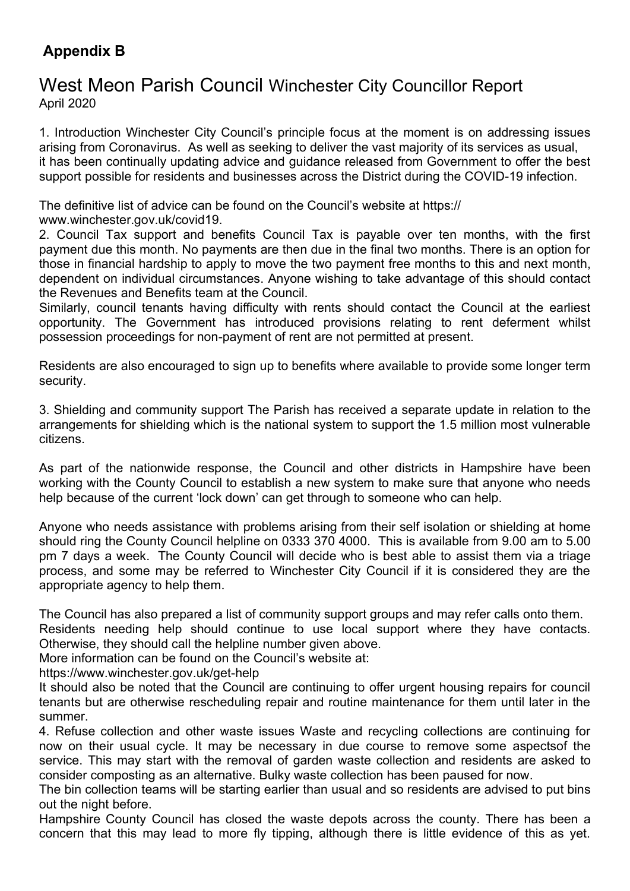## Appendix B

# West Meon Parish Council Winchester City Councillor Report

April 2020

1. Introduction Winchester City Council's principle focus at the moment is on addressing issues arising from Coronavirus. As well as seeking to deliver the vast majority of its services as usual, it has been continually updating advice and guidance released from Government to offer the best support possible for residents and businesses across the District during the COVID-19 infection.

The definitive list of advice can be found on the Council's website at https://www.winchester.gov.uk/covid19.

2. Council Tax support and benefits Council Tax is payable over ten months, with the first payment due this month. No payments are then due in the final two months. There is an option for those in financial hardship to apply to move the two payment free months to this and next month, dependent on individual circumstances. Anyone wishing to take advantage of this should contact the Revenues and Benefits team at the Council.

Similarly, council tenants having difficulty with rents should contact the Council at the earliest opportunity. The Government has introduced provisions relating to rent deferment whilst possession proceedings for non-payment of rent are not permitted at present.

Residents are also encouraged to sign up to benefits where available to provide some longer term security.

3. Shielding and community support The Parish has received a separate update in relation to the arrangements for shielding which is the national system to support the 1.5 million most vulnerable citizens.

As part of the nationwide response, the Council and other districts in Hampshire have been working with the County Council to establish a new system to make sure that anyone who needs help because of the current 'lock down' can get through to someone who can help.

Anyone who needs assistance with problems arising from their self isolation or shielding at home should ring the County Council helpline on 0333 370 4000. This is available from 9.00 am to 5.00 pm 7 days a week. The County Council will decide who is best able to assist them via a triage process, and some may be referred to Winchester City Council if it is considered they are the appropriate agency to help them.

The Council has also prepared a list of community support groups and may refer calls onto them.

Residents needing help should continue to use local support where they have contacts. Otherwise, they should call the helpline number given above.

More information can be found on the Council's website at:

https://www.winchester.gov.uk/get-help

It should also be noted that the Council are continuing to offer urgent housing repairs for council tenants but are otherwise rescheduling repair and routine maintenance for them until later in the summer.

4. Refuse collection and other waste issues Waste and recycling collections are continuing for now on their usual cycle. It may be necessary in due course to remove some aspectsof the service. This may start with the removal of garden waste collection and residents are asked to consider composting as an alternative. Bulky waste collection has been paused for now.

The bin collection teams will be starting earlier than usual and so residents are advised to put bins out the night before.

Hampshire County Council has closed the waste depots across the county. There has been a concern that this may lead to more fly tipping, although there is little evidence of this as yet.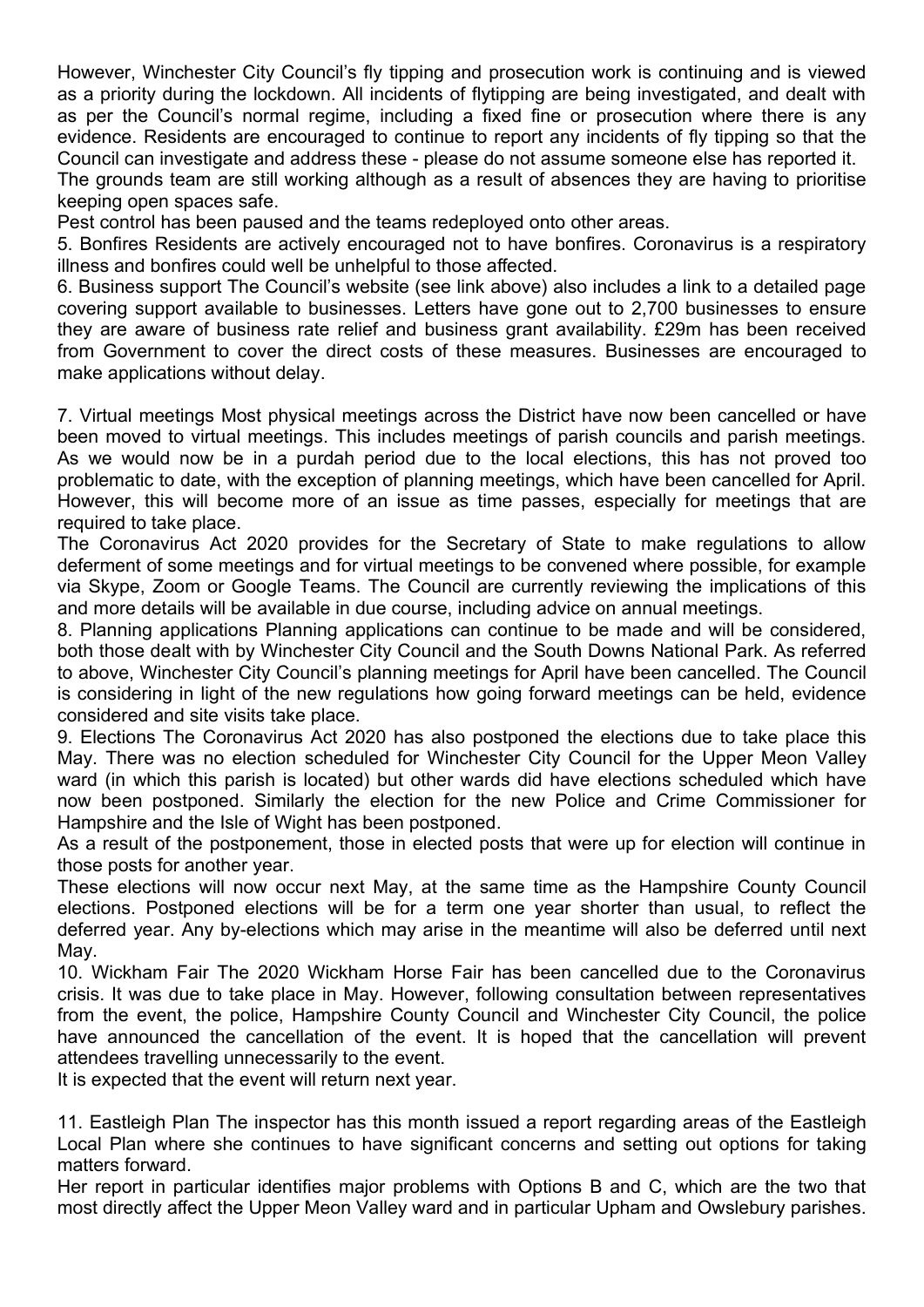However, Winchester City Council's fly tipping and prosecution work is continuing and is viewed as a priority during the lockdown. All incidents of flytipping are being investigated, and dealt with as per the Council's normal regime, including a fixed fine or prosecution where there is any evidence. Residents are encouraged to continue to report any incidents of fly tipping so that the Council can investigate and address these - please do not assume someone else has reported it.

The grounds team are still working although as a result of absences they are having to prioritise keeping open spaces safe.

Pest control has been paused and the teams redeployed onto other areas.

5. Bonfires Residents are actively encouraged not to have bonfires. Coronavirus is a respiratory illness and bonfires could well be unhelpful to those affected.

6. Business support The Council's website (see link above) also includes a link to a detailed page covering support available to businesses. Letters have gone out to 2,700 businesses to ensure they are aware of business rate relief and business grant availability. £29m has been received from Government to cover the direct costs of these measures. Businesses are encouraged to make applications without delay.

7. Virtual meetings Most physical meetings across the District have now been cancelled or have been moved to virtual meetings. This includes meetings of parish councils and parish meetings. As we would now be in a purdah period due to the local elections, this has not proved too problematic to date, with the exception of planning meetings, which have been cancelled for April. However, this will become more of an issue as time passes, especially for meetings that are required to take place.

The Coronavirus Act 2020 provides for the Secretary of State to make regulations to allow deferment of some meetings and for virtual meetings to be convened where possible, for example via Skype, Zoom or Google Teams. The Council are currently reviewing the implications of this and more details will be available in due course, including advice on annual meetings.

8. Planning applications Planning applications can continue to be made and will be considered, both those dealt with by Winchester City Council and the South Downs National Park. As referred to above, Winchester City Council's planning meetings for April have been cancelled. The Council is considering in light of the new regulations how going forward meetings can be held, evidence considered and site visits take place.

9. Elections The Coronavirus Act 2020 has also postponed the elections due to take place this May. There was no election scheduled for Winchester City Council for the Upper Meon Valley ward (in which this parish is located) but other wards did have elections scheduled which have now been postponed. Similarly the election for the new Police and Crime Commissioner for Hampshire and the Isle of Wight has been postponed.

As a result of the postponement, those in elected posts that were up for election will continue in those posts for another year.

These elections will now occur next May, at the same time as the Hampshire County Council elections. Postponed elections will be for a term one year shorter than usual, to reflect the deferred year. Any by-elections which may arise in the meantime will also be deferred until next May.

10. Wickham Fair The 2020 Wickham Horse Fair has been cancelled due to the Coronavirus crisis. It was due to take place in May. However, following consultation between representatives from the event, the police, Hampshire County Council and Winchester City Council, the police have announced the cancellation of the event. It is hoped that the cancellation will prevent attendees travelling unnecessarily to the event.

It is expected that the event will return next year.

11. Eastleigh Plan The inspector has this month issued a report regarding areas of the Eastleigh Local Plan where she continues to have significant concerns and setting out options for taking matters forward.

Her report in particular identifies major problems with Options B and C, which are the two that most directly affect the Upper Meon Valley ward and in particular Upham and Owslebury parishes.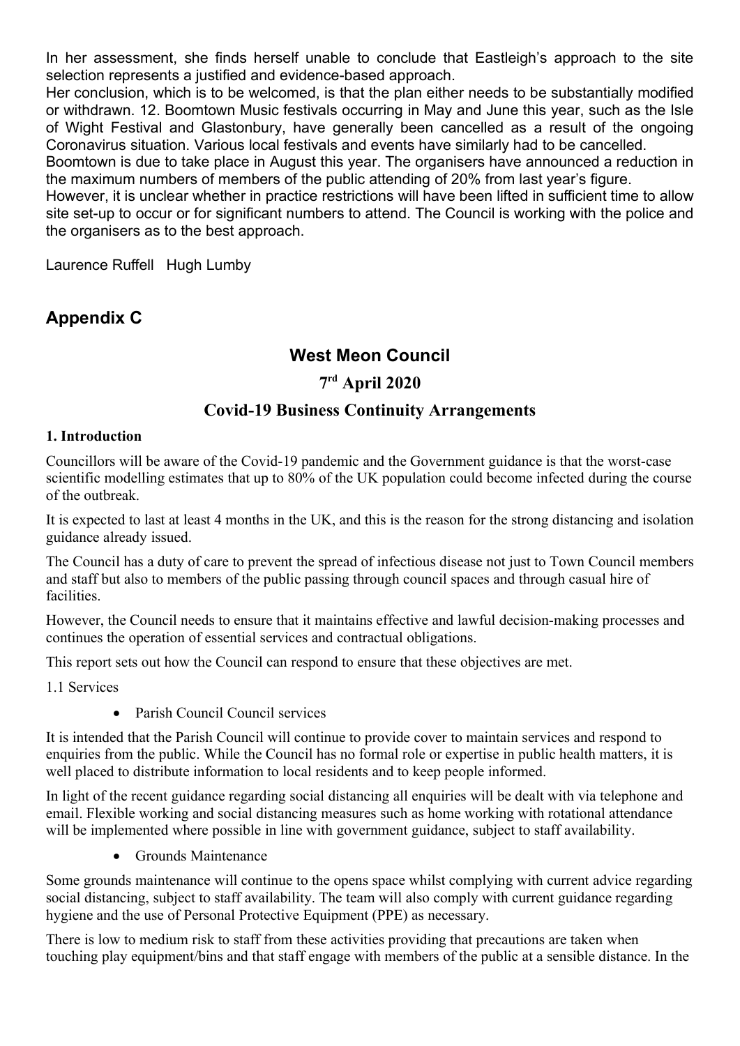In her assessment, she finds herself unable to conclude that Eastleigh's approach to the site selection represents a justified and evidence-based approach.

Her conclusion, which is to be welcomed, is that the plan either needs to be substantially modified or withdrawn. 12. Boomtown Music festivals occurring in May and June this year, such as the Isle of Wight Festival and Glastonbury, have generally been cancelled as a result of the ongoing Coronavirus situation. Various local festivals and events have similarly had to be cancelled.

Boomtown is due to take place in August this year. The organisers have announced a reduction in the maximum numbers of members of the public attending of 20% from last year's figure.

However, it is unclear whether in practice restrictions will have been lifted in sufficient time to allow site set-up to occur or for significant numbers to attend. The Council is working with the police and the organisers as to the best approach.

Laurence Ruffell Hugh Lumby

## Appendix C

### West Meon Council

### 7rd April 2020

### Covid-19 Business Continuity Arrangements

**1. Introduction**

Councillors will be aware of the Covid-19 pandemic and the Government guidance is that the worst-case scientific modelling estimates that up to 80% of the UK population could become infected during the course of the outbreak.

It is expected to last at least 4 months in the UK, and this is the reason for the strong distancing and isolation guidance already issued.

The Council has a duty of care to prevent the spread of infectious disease not just to Town Council members and staff but also to members of the public passing through council spaces and through casual hire of facilities.

However, the Council needs to ensure that it maintains effective and lawful decision-making processes and continues the operation of essential services and contractual obligations.

This report sets out how the Council can respond to ensure that these objectives are met.

1.1 Services

- Parish Council Council services

It is intended that the Parish Council will continue to provide cover to maintain services and respond to enquiries from the public. While the Council has no formal role or expertise in public health matters, it is well placed to distribute information to local residents and to keep people informed.

In light of the recent guidance regarding social distancing all enquiries will be dealt with via telephone and email. Flexible working and social distancing measures such as home working with rotational attendance will be implemented where possible in line with government guidance, subject to staff availability.

- Grounds Maintenance

Some grounds maintenance will continue to the opens space whilst complying with current advice regarding social distancing, subject to staff availability. The team will also comply with current guidance regarding hygiene and the use of Personal Protective Equipment (PPE) as necessary.

There is low to medium risk to staff from these activities providing that precautions are taken when touching play equipment/bins and that staff engage with members of the public at a sensible distance. In the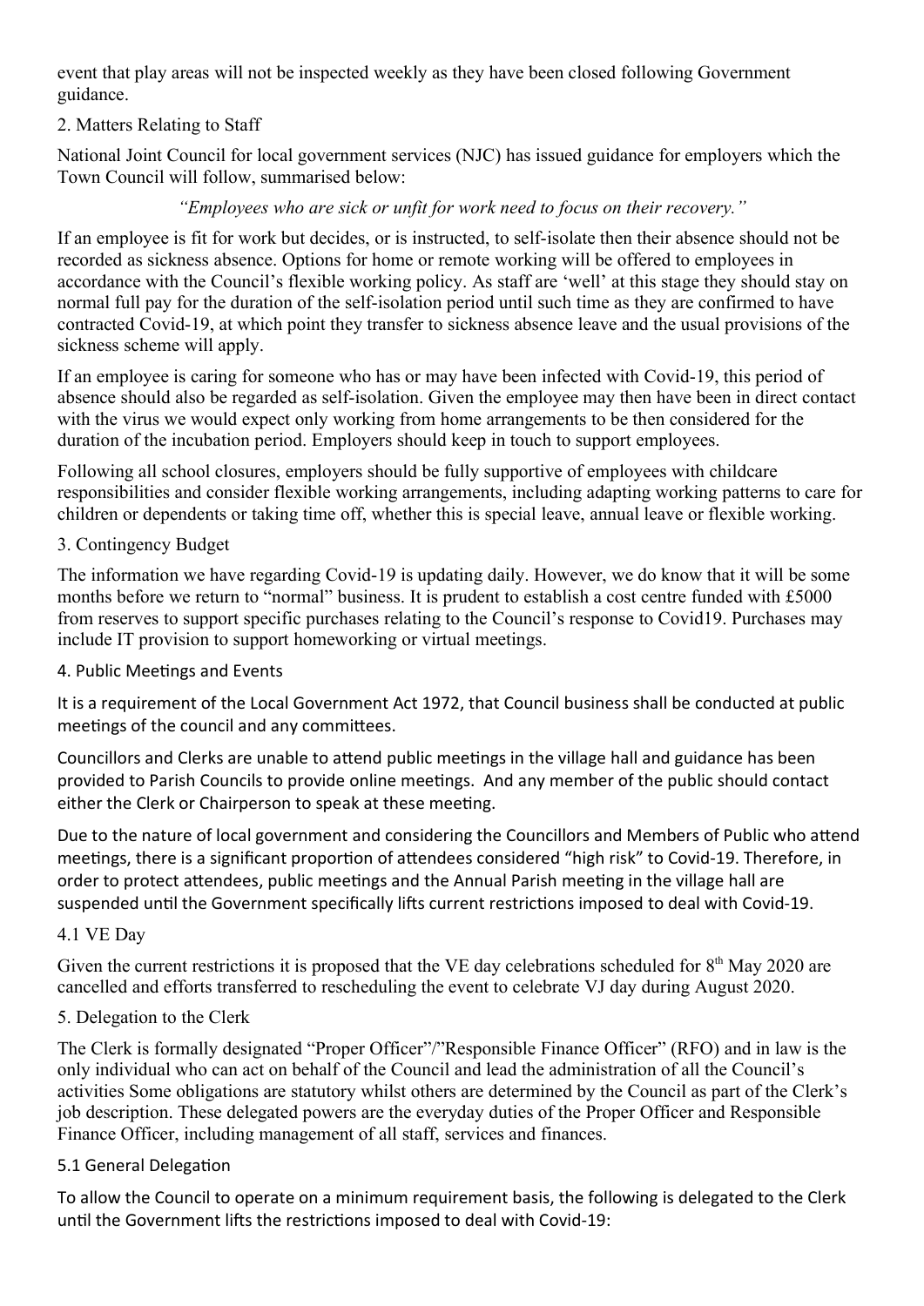event that play areas will not be inspected weekly as they have been closed following Government guidance.

## 2. Matters Relating to Staff

National Joint Council for local government services (NJC) has issued guidance for employers which the Town Council will follow, summarised below:

*"Employees who are sick or unfit for work need to focus on their recovery."*

If an employee is fit for work but decides, or is instructed, to self-isolate then their absence should not be recorded as sickness absence. Options for home or remote working will be offered to employees in accordance with the Council's flexible working policy. As staff are 'well' at this stage they should stay on normal full pay for the duration of the self-isolation period until such time as they are confirmed to have contracted Covid-19, at which point they transfer to sickness absence leave and the usual provisions of the sickness scheme will apply.

If an employee is caring for someone who has or may have been infected with Covid-19, this period of absence should also be regarded as self-isolation. Given the employee may then have been in direct contact with the virus we would expect only working from home arrangements to be then considered for the duration of the incubation period. Employers should keep in touch to support employees.

Following all school closures, employers should be fully supportive of employees with childcare responsibilities and consider flexible working arrangements, including adapting working patterns to care for children or dependents or taking time off, whether this is special leave, annual leave or flexible working.

## 3. Contingency Budget

The information we have regarding Covid-19 is updating daily. However, we do know that it will be some months before we return to "normal" business. It is prudent to establish a cost centre funded with £5000 from reserves to support specific purchases relating to the Council's response to Covid19. Purchases may include IT provision to support homeworking or virtual meetings.

## 4. Public Meetings and Events

It is a requirement of the Local Government Act 1972, that Council business shall be conducted at public meetings of the council and any committees.

Councillors and Clerks are unable to attend public meetings in the village hall and guidance has been provided to Parish Councils to provide online meetings. And any member of the public should contact either the Clerk or Chairperson to speak at these meeting.

Due to the nature of local government and considering the Councillors and Members of Public who attend meetings, there is a significant proportion of attendees considered "high risk" to Covid-19. Therefore, in order to protect attendees, public meetings and the Annual Parish meeting in the village hall are suspended until the Government specifically lifts current restrictions imposed to deal with Covid-19.

### 4.1 VE Day

Given the current restrictions it is proposed that the VE day celebrations scheduled for 8th May 2020 are cancelled and efforts transferred to rescheduling the event to celebrate VJ day during August 2020.

## 5. Delegation to the Clerk

The Clerk is formally designated "Proper Officer"/"Responsible Finance Officer" (RFO) and in law is the only individual who can act on behalf of the Council and lead the administration of all the Council's activities Some obligations are statutory whilst others are determined by the Council as part of the Clerk's job description. These delegated powers are the everyday duties of the Proper Officer and Responsible Finance Officer, including management of all staff, services and finances.

### 5.1 General Delegation

To allow the Council to operate on a minimum requirement basis, the following is delegated to the Clerk until the Government lifts the restrictions imposed to deal with Covid-19: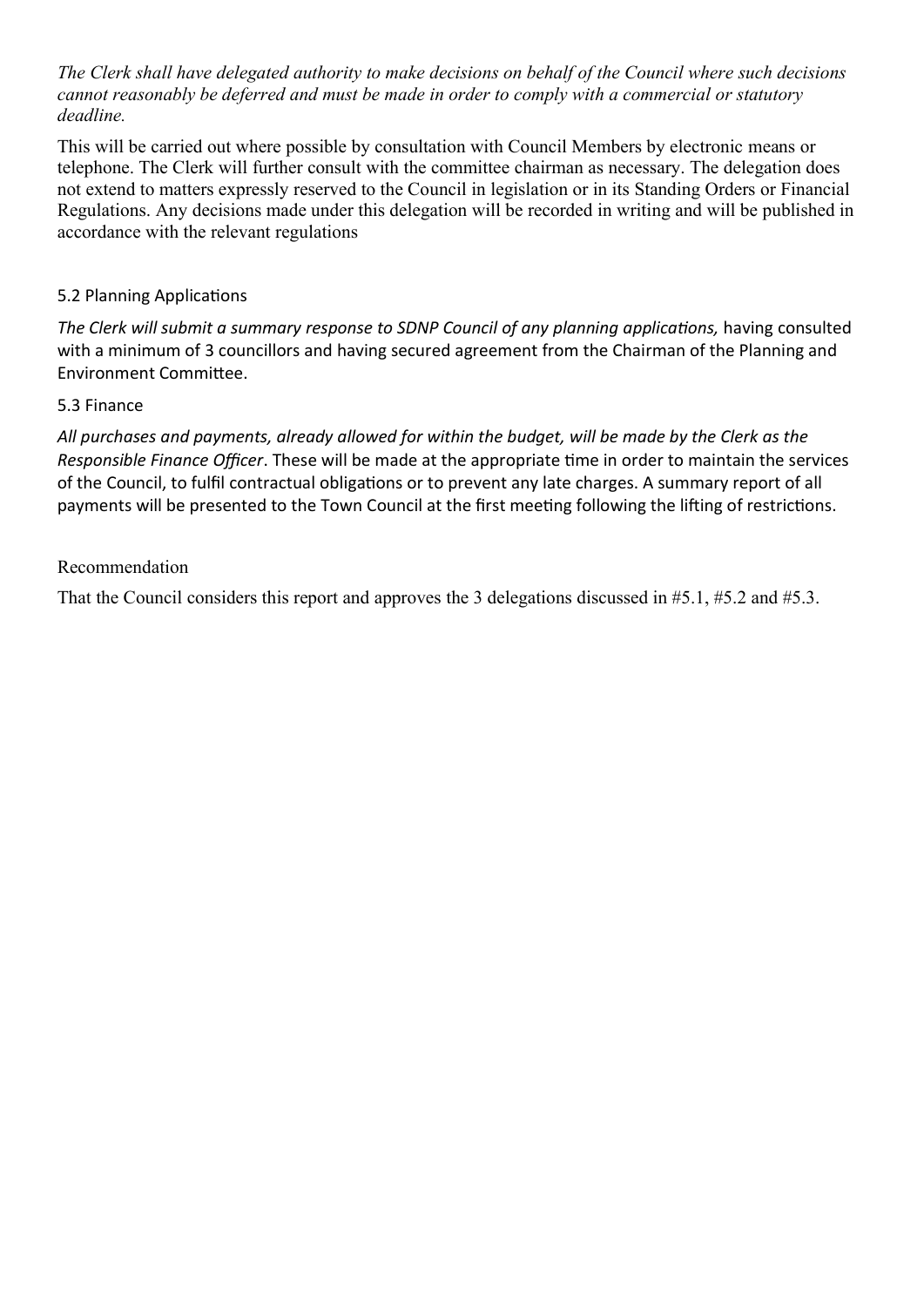*The Clerk shall have delegated authority to make decisions on behalf of the Council where such decisions cannot reasonably be deferred and must be made in order to comply with a commercial or statutory deadline.*

This will be carried out where possible by consultation with Council Members by electronic means or telephone. The Clerk will further consult with the committee chairman as necessary. The delegation does not extend to matters expressly reserved to the Council in legislation or in its Standing Orders or Financial Regulations. Any decisions made under this delegation will be recorded in writing and will be published in accordance with the relevant regulations

5.2 Planning Applications

*The Clerk will submit a summary response to SDNP Council of any planning applications,* having consulted with a minimum of 3 councillors and having secured agreement from the Chairman of the Planning and Environment Committee.

5.3 Finance

*All purchases and payments, already allowed for within the budget, will be made by the Clerk as the Responsible Finance Officer*. These will be made at the appropriate time in order to maintain the services of the Council, to fulfil contractual obligations or to prevent any late charges. A summary report of all payments will be presented to the Town Council at the first meeting following the lifting of restrictions.

Recommendation

That the Council considers this report and approves the 3 delegations discussed in #5.1, #5.2 and #5.3.